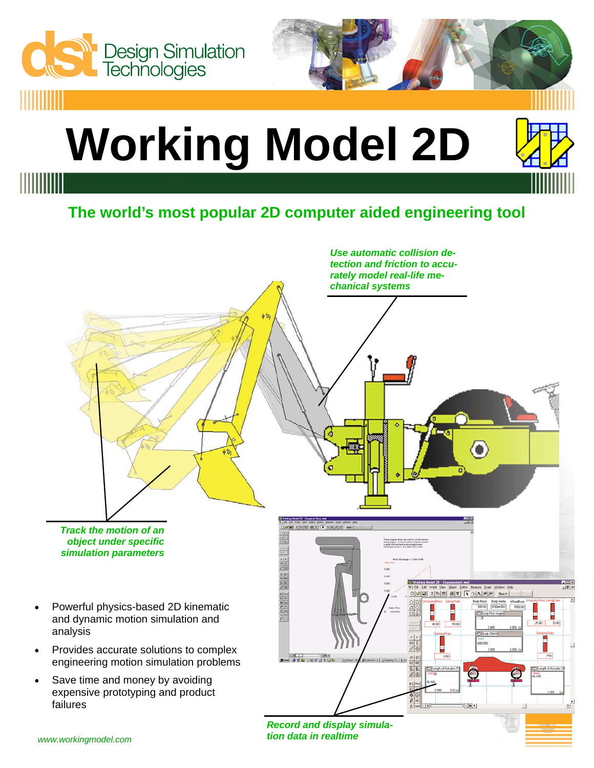Design Simulation Technologies

# Working Model 2D

## The world's most popular 2D computer aided engineering tool

*Use automatic collision detection and friction to accurately model real-life mechanical systems*

*Track the motion of an object under specific simulation parameters*

- Powerful physics-based 2D kinematic and dynamic motion simulation and analysis
- Provides accurate solutions to complex engineering motion problems
- Save time and money by avoiding expensive prototyping and product failures

*Record and display simulation data in realtime*

*www.workingmodel.com*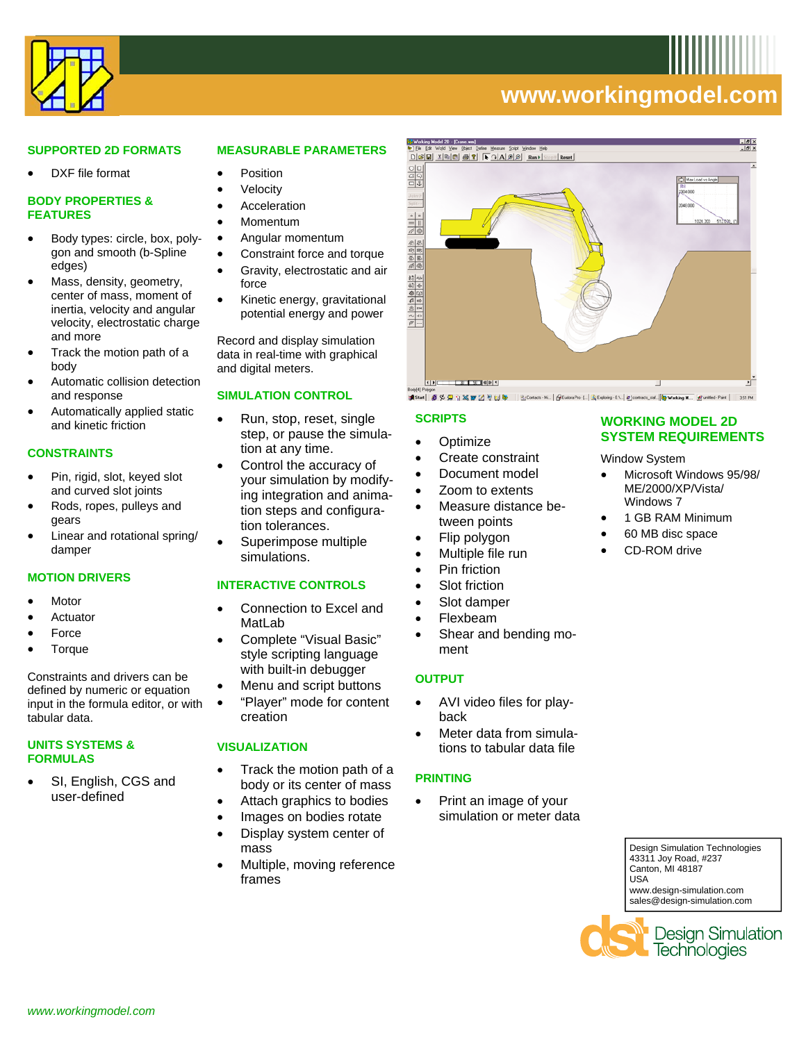www.workingmodel.com

## SUPPORTED 2D FORMATS

- DXF file format

## BODY PROPERTIES & FEATURES

- Body types: circle, box, polygon and smooth (b-Spline edges)
- Mass, density, geometry, center of mass, moment of inertia, velocity and angular velocity, electrostatic charge and more
- Track the motion path of a body
- Automatic collision detection and response
- Automatically applied static and kinetic friction

## CONSTRAINTS

- Pin, rigid, slot, keyed slot and curved slot joints
- Rods, ropes, pulleys and gears
- Linear and rotational spring/damper

## MOTION DRIVERS

- Motor
- Actuator
- Force
- Torque

Constraints and drivers can be defined by numeric or equation input in the formula editor, or with tabular data.

## UNITS SYSTEMS & FORMULAS

- SI, English, CGS and user-defined

## MEASURABLE PARAMETERS

- Position
- Velocity
- Acceleration
- Momentum
- Angular momentum
- Constraint force and torque
- Gravity, electrostatic and air force
- Kinetic energy, gravitational potential energy and power

Record and display simulation data in real-time with graphical and digital meters.

## SIMULATION CONTROL

- Run, stop, reset, single step, or pause the simulation at any time.
- Control the accuracy of your simulation by modifying integration and animation steps and configuration tolerances.
- Superimpose multiple simulations.

## INTERACTIVE CONTROLS

- Connection to Excel and MatLab
- Complete “Visual Basic” style scripting language with built-in debugger
- Menu and script buttons
- “Player” mode for content creation

## VISUALIZATION

- Track the motion path of a body or its center of mass
- Attach graphics to bodies
- Images on bodies rotate
- Display system center of mass
- Multiple, moving reference frames

## SCRIPTS

- Optimize
- Create constraint
- Document model
- Zoom to extents
- Measure distance between points
- Flip polygon
- Multiple file run
- Pin friction
- Slot friction
- Slot damper
- Flexbeam
- Shear and bending moment

## OUTPUT

- AVI video files for playback
- Meter data from simulations to tabular data file

## PRINTING

- Print an image of your simulation or meter data

## WORKING MODEL 2D SYSTEM REQUIREMENTS

Window System

- Microsoft Windows 95/98/ME/2000/XP/Vista/Windows 7
- 1 GB RAM Minimum
- 60 MB disc space
- CD-ROM drive

Design Simulation Technologies
43311 Joy Road, #237
Canton, MI 48187
USA
www.design-simulation.com
sales@design-simulation.com

Design Simulation Technologies

www.workingmodel.com